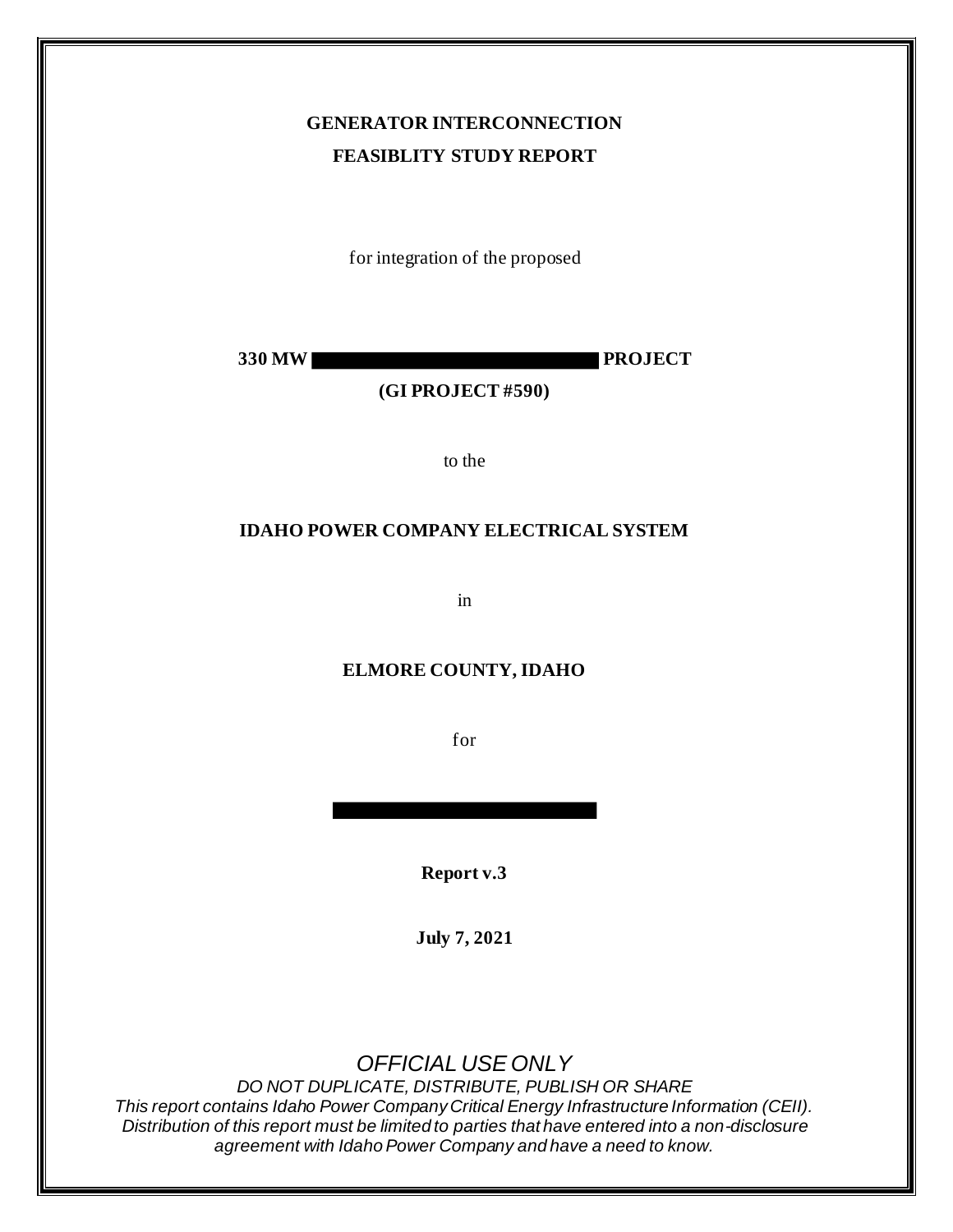# GENERATOR INTERCONNECTION
# FEASIBLITY STUDY REPORT

for integration of the proposed

**330 MW ████████████████ PROJECT**

**(GI PROJECT #590)**

to the

**IDAHO POWER COMPANY ELECTRICAL SYSTEM**

in

**ELMORE COUNTY, IDAHO**

for

████████████████

**Report v.3**

**July 7, 2021**

*OFFICIAL USE ONLY*

*DO NOT DUPLICATE, DISTRIBUTE, PUBLISH OR SHARE*

*This report contains Idaho Power Company Critical Energy Infrastructure Information (CEII). Distribution of this report must be limited to parties that have entered into a non-disclosure agreement with Idaho Power Company and have a need to know.*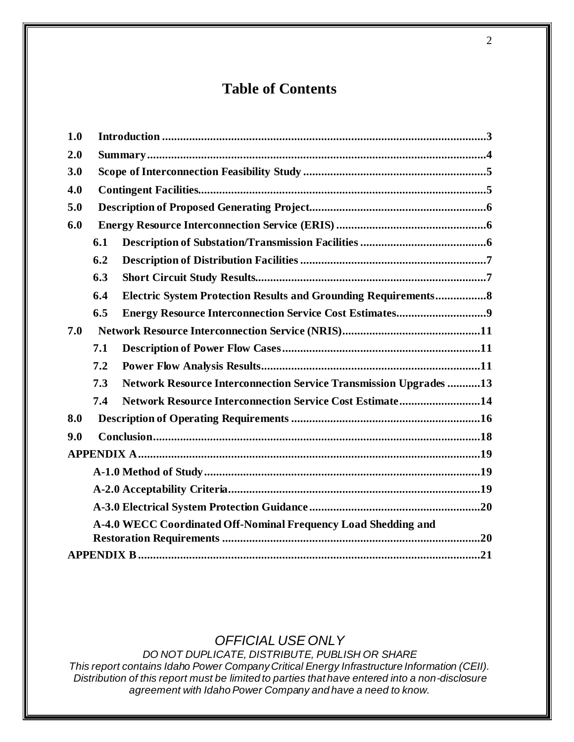# Table of Contents

**1.0 Introduction** ........................................................................................................ **3**

**2.0 Summary** ............................................................................................................ **4**

**3.0 Scope of Interconnection Feasibility Study** ........................................................ **5**

**4.0 Contingent Facilities** ........................................................................................... **5**

**5.0 Description of Proposed Generating Project** ....................................................... **6**

**6.0 Energy Resource Interconnection Service (ERIS)** ................................................. **6**

- **6.1 Description of Substation/Transmission Facilities** ........................................ **6**
- **6.2 Description of Distribution Facilities** ............................................................. **7**
- **6.3 Short Circuit Study Results** ............................................................................ **7**
- **6.4 Electric System Protection Results and Grounding Requirements** ................ **8**
- **6.5 Energy Resource Interconnection Service Cost Estimates** ............................ **9**

**7.0 Network Resource Interconnection Service (NRIS)** ............................................ **11**

- **7.1 Description of Power Flow Cases** ................................................................. **11**
- **7.2 Power Flow Analysis Results** ........................................................................ **11**
- **7.3 Network Resource Interconnection Service Transmission Upgrades** ........... **13**
- **7.4 Network Resource Interconnection Service Cost Estimate** .......................... **14**

**8.0 Description of Operating Requirements** ............................................................. **16**

**9.0 Conclusion** .......................................................................................................... **18**

**APPENDIX A** ............................................................................................................. **19**

- **A-1.0 Method of Study** ........................................................................................ **19**
- **A-2.0 Acceptability Criteria** .................................................................................. **19**
- **A-3.0 Electrical System Protection Guidance** ...................................................... **20**
- **A-4.0 WECC Coordinated Off-Nominal Frequency Load Shedding and Restoration Requirements** ........................................................................................ **20**

**APPENDIX B** ............................................................................................................. **21**

*OFFICIAL USE ONLY*

*DO NOT DUPLICATE, DISTRIBUTE, PUBLISH OR SHARE*

*This report contains Idaho Power Company Critical Energy Infrastructure Information (CEII). Distribution of this report must be limited to parties that have entered into a non-disclosure agreement with Idaho Power Company and have a need to know.*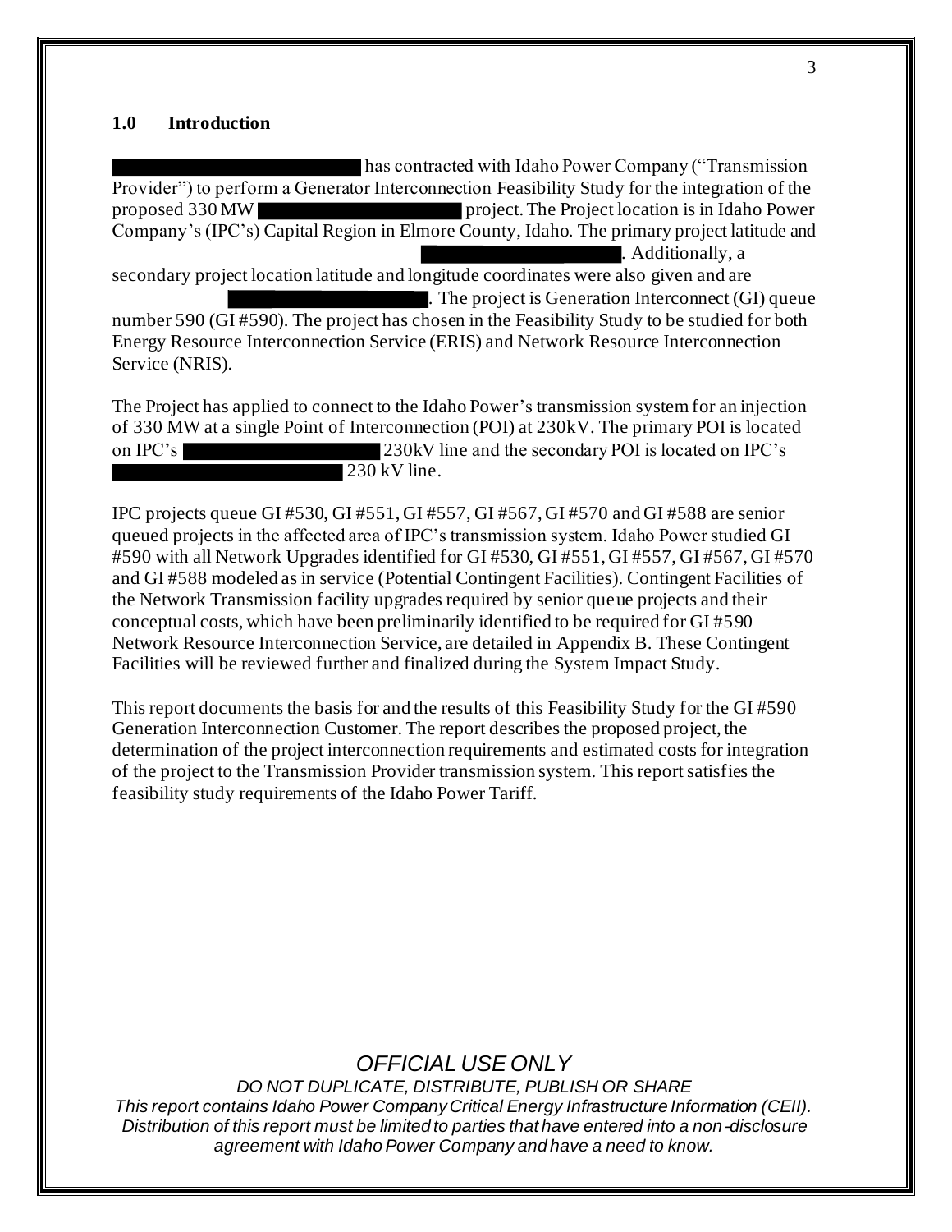## 1.0 Introduction

[REDACTED] has contracted with Idaho Power Company ("Transmission Provider") to perform a Generator Interconnection Feasibility Study for the integration of the proposed 330 MW [REDACTED] project. The Project location is in Idaho Power Company's (IPC's) Capital Region in Elmore County, Idaho. The primary project latitude and [REDACTED]. Additionally, a secondary project location latitude and longitude coordinates were also given and are [REDACTED]. The project is Generation Interconnect (GI) queue number 590 (GI #590). The project has chosen in the Feasibility Study to be studied for both Energy Resource Interconnection Service (ERIS) and Network Resource Interconnection Service (NRIS).

The Project has applied to connect to the Idaho Power's transmission system for an injection of 330 MW at a single Point of Interconnection (POI) at 230kV. The primary POI is located on IPC's [REDACTED] 230kV line and the secondary POI is located on IPC's [REDACTED] 230 kV line.

IPC projects queue GI #530, GI #551, GI #557, GI #567, GI #570 and GI #588 are senior queued projects in the affected area of IPC's transmission system. Idaho Power studied GI #590 with all Network Upgrades identified for GI #530, GI #551, GI #557, GI #567, GI #570 and GI #588 modeled as in service (Potential Contingent Facilities). Contingent Facilities of the Network Transmission facility upgrades required by senior queue projects and their conceptual costs, which have been preliminarily identified to be required for GI #590 Network Resource Interconnection Service, are detailed in Appendix B. These Contingent Facilities will be reviewed further and finalized during the System Impact Study.

This report documents the basis for and the results of this Feasibility Study for the GI #590 Generation Interconnection Customer. The report describes the proposed project, the determination of the project interconnection requirements and estimated costs for integration of the project to the Transmission Provider transmission system. This report satisfies the feasibility study requirements of the Idaho Power Tariff.

*OFFICIAL USE ONLY*

*DO NOT DUPLICATE, DISTRIBUTE, PUBLISH OR SHARE*

*This report contains Idaho Power Company Critical Energy Infrastructure Information (CEII). Distribution of this report must be limited to parties that have entered into a non-disclosure agreement with Idaho Power Company and have a need to know.*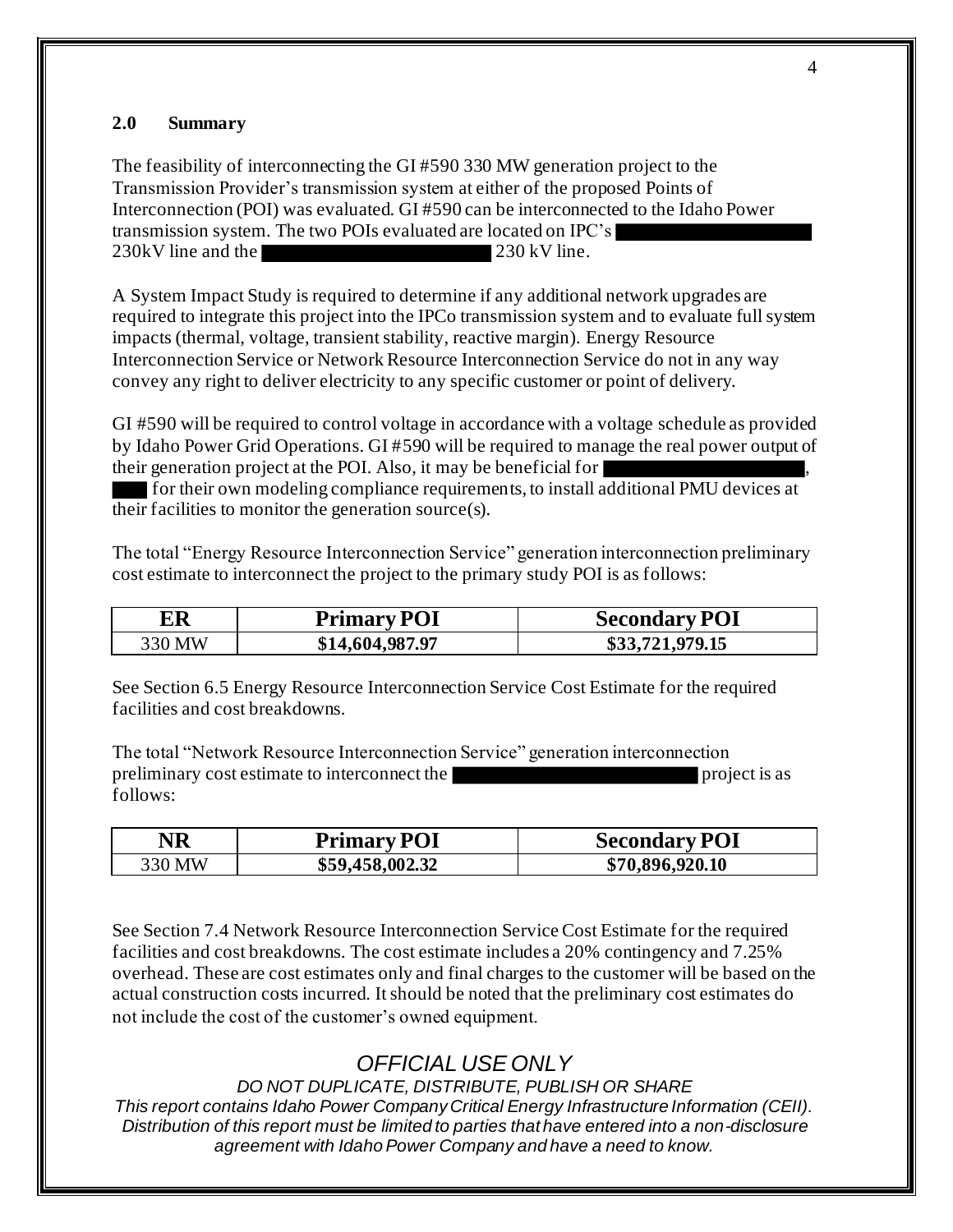## 2.0 Summary

The feasibility of interconnecting the GI #590 330 MW generation project to the Transmission Provider's transmission system at either of the proposed Points of Interconnection (POI) was evaluated. GI #590 can be interconnected to the Idaho Power transmission system. The two POIs evaluated are located on IPC's ████████████ 230kV line and the ████████████████ 230 kV line.

A System Impact Study is required to determine if any additional network upgrades are required to integrate this project into the IPCo transmission system and to evaluate full system impacts (thermal, voltage, transient stability, reactive margin). Energy Resource Interconnection Service or Network Resource Interconnection Service do not in any way convey any right to deliver electricity to any specific customer or point of delivery.

GI #590 will be required to control voltage in accordance with a voltage schedule as provided by Idaho Power Grid Operations. GI #590 will be required to manage the real power output of their generation project at the POI. Also, it may be beneficial for ████████████████, ███ for their own modeling compliance requirements, to install additional PMU devices at their facilities to monitor the generation source(s).

The total "Energy Resource Interconnection Service" generation interconnection preliminary cost estimate to interconnect the project to the primary study POI is as follows:

| ER | Primary POI | Secondary POI |
|---|---|---|
| 330 MW | $14,604,987.97 | $33,721,979.15 |

See Section 6.5 Energy Resource Interconnection Service Cost Estimate for the required facilities and cost breakdowns.

The total "Network Resource Interconnection Service" generation interconnection preliminary cost estimate to interconnect the ████████████████ project is as follows:

| NR | Primary POI | Secondary POI |
|---|---|---|
| 330 MW | $59,458,002.32 | $70,896,920.10 |

See Section 7.4 Network Resource Interconnection Service Cost Estimate for the required facilities and cost breakdowns. The cost estimate includes a 20% contingency and 7.25% overhead. These are cost estimates only and final charges to the customer will be based on the actual construction costs incurred. It should be noted that the preliminary cost estimates do not include the cost of the customer's owned equipment.

*OFFICIAL USE ONLY*

*DO NOT DUPLICATE, DISTRIBUTE, PUBLISH OR SHARE*

*This report contains Idaho Power Company Critical Energy Infrastructure Information (CEII). Distribution of this report must be limited to parties that have entered into a non-disclosure agreement with Idaho Power Company and have a need to know.*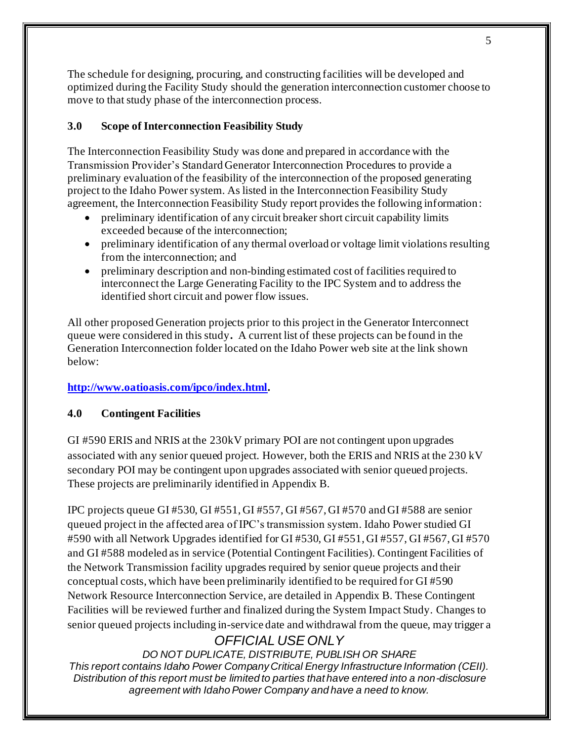The schedule for designing, procuring, and constructing facilities will be developed and optimized during the Facility Study should the generation interconnection customer choose to move to that study phase of the interconnection process.

## 3.0 Scope of Interconnection Feasibility Study

The Interconnection Feasibility Study was done and prepared in accordance with the Transmission Provider's Standard Generator Interconnection Procedures to provide a preliminary evaluation of the feasibility of the interconnection of the proposed generating project to the Idaho Power system. As listed in the Interconnection Feasibility Study agreement, the Interconnection Feasibility Study report provides the following information:

- preliminary identification of any circuit breaker short circuit capability limits exceeded because of the interconnection;
- preliminary identification of any thermal overload or voltage limit violations resulting from the interconnection; and
- preliminary description and non-binding estimated cost of facilities required to interconnect the Large Generating Facility to the IPC System and to address the identified short circuit and power flow issues.

All other proposed Generation projects prior to this project in the Generator Interconnect queue were considered in this study. A current list of these projects can be found in the Generation Interconnection folder located on the Idaho Power web site at the link shown below:

**http://www.oatioasis.com/ipco/index.html.**

## 4.0 Contingent Facilities

GI #590 ERIS and NRIS at the 230kV primary POI are not contingent upon upgrades associated with any senior queued project. However, both the ERIS and NRIS at the 230 kV secondary POI may be contingent upon upgrades associated with senior queued projects. These projects are preliminarily identified in Appendix B.

IPC projects queue GI #530, GI #551, GI #557, GI #567, GI #570 and GI #588 are senior queued project in the affected area of IPC's transmission system. Idaho Power studied GI #590 with all Network Upgrades identified for GI #530, GI #551, GI #557, GI #567, GI #570 and GI #588 modeled as in service (Potential Contingent Facilities). Contingent Facilities of the Network Transmission facility upgrades required by senior queue projects and their conceptual costs, which have been preliminarily identified to be required for GI #590 Network Resource Interconnection Service, are detailed in Appendix B. These Contingent Facilities will be reviewed further and finalized during the System Impact Study. Changes to senior queued projects including in-service date and withdrawal from the queue, may trigger a

*OFFICIAL USE ONLY*

*DO NOT DUPLICATE, DISTRIBUTE, PUBLISH OR SHARE*

*This report contains Idaho Power Company Critical Energy Infrastructure Information (CEII). Distribution of this report must be limited to parties that have entered into a non-disclosure agreement with Idaho Power Company and have a need to know.*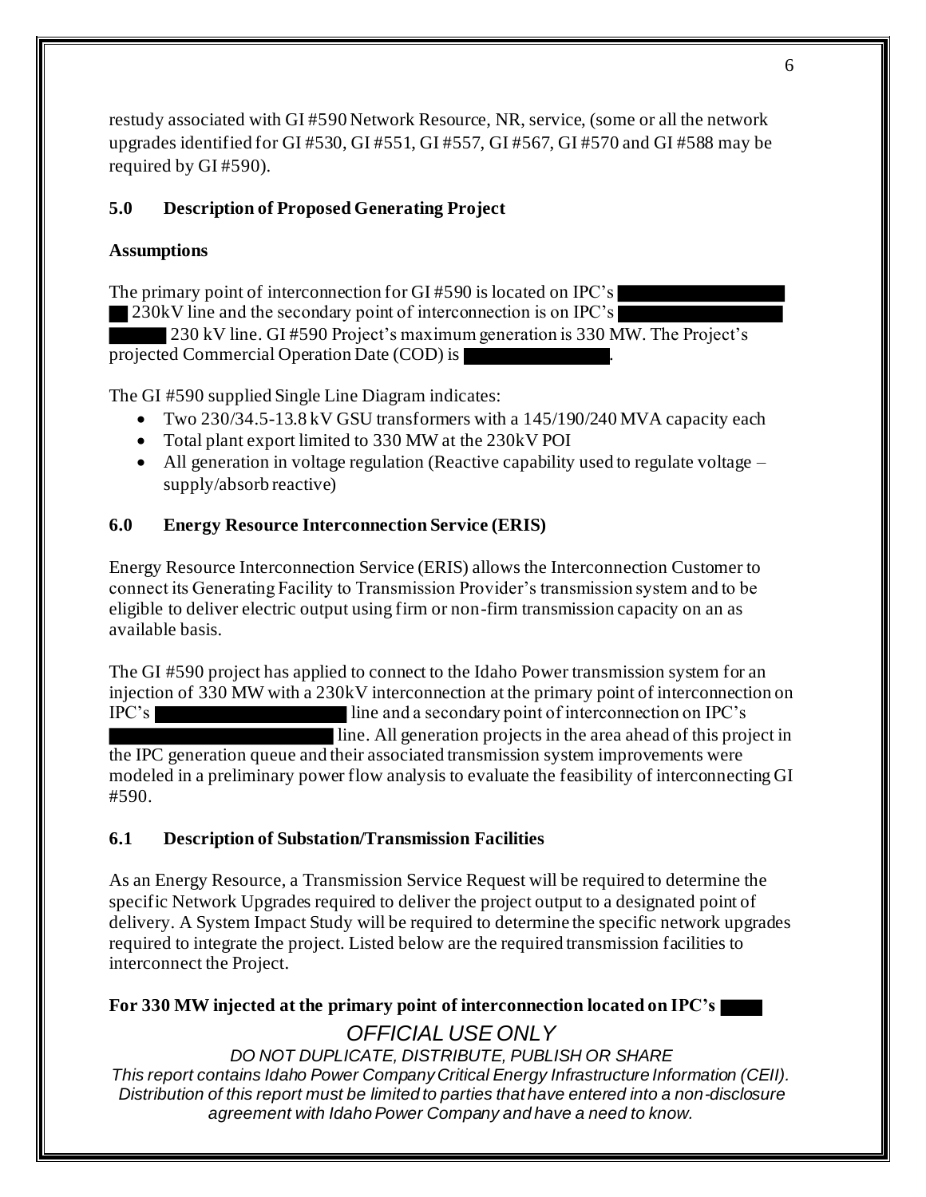restudy associated with GI #590 Network Resource, NR, service, (some or all the network upgrades identified for GI #530, GI #551, GI #557, GI #567, GI #570 and GI #588 may be required by GI #590).

## 5.0 Description of Proposed Generating Project

**Assumptions**

The primary point of interconnection for GI #590 is located on IPC's ██████████ ██ 230kV line and the secondary point of interconnection is on IPC's ██████████ ██████ 230 kV line. GI #590 Project's maximum generation is 330 MW. The Project's projected Commercial Operation Date (COD) is ██████████.

The GI #590 supplied Single Line Diagram indicates:

- Two 230/34.5-13.8 kV GSU transformers with a 145/190/240 MVA capacity each
- Total plant export limited to 330 MW at the 230kV POI
- All generation in voltage regulation (Reactive capability used to regulate voltage – supply/absorb reactive)

## 6.0 Energy Resource Interconnection Service (ERIS)

Energy Resource Interconnection Service (ERIS) allows the Interconnection Customer to connect its Generating Facility to Transmission Provider's transmission system and to be eligible to deliver electric output using firm or non-firm transmission capacity on an as available basis.

The GI #590 project has applied to connect to the Idaho Power transmission system for an injection of 330 MW with a 230kV interconnection at the primary point of interconnection on IPC's ██████████ line and a secondary point of interconnection on IPC's ██████████ line. All generation projects in the area ahead of this project in the IPC generation queue and their associated transmission system improvements were modeled in a preliminary power flow analysis to evaluate the feasibility of interconnecting GI #590.

## 6.1 Description of Substation/Transmission Facilities

As an Energy Resource, a Transmission Service Request will be required to determine the specific Network Upgrades required to deliver the project output to a designated point of delivery. A System Impact Study will be required to determine the specific network upgrades required to integrate the project. Listed below are the required transmission facilities to interconnect the Project.

**For 330 MW injected at the primary point of interconnection located on IPC's ████**

*OFFICIAL USE ONLY*

*DO NOT DUPLICATE, DISTRIBUTE, PUBLISH OR SHARE*

*This report contains Idaho Power Company Critical Energy Infrastructure Information (CEII). Distribution of this report must be limited to parties that have entered into a non-disclosure agreement with Idaho Power Company and have a need to know.*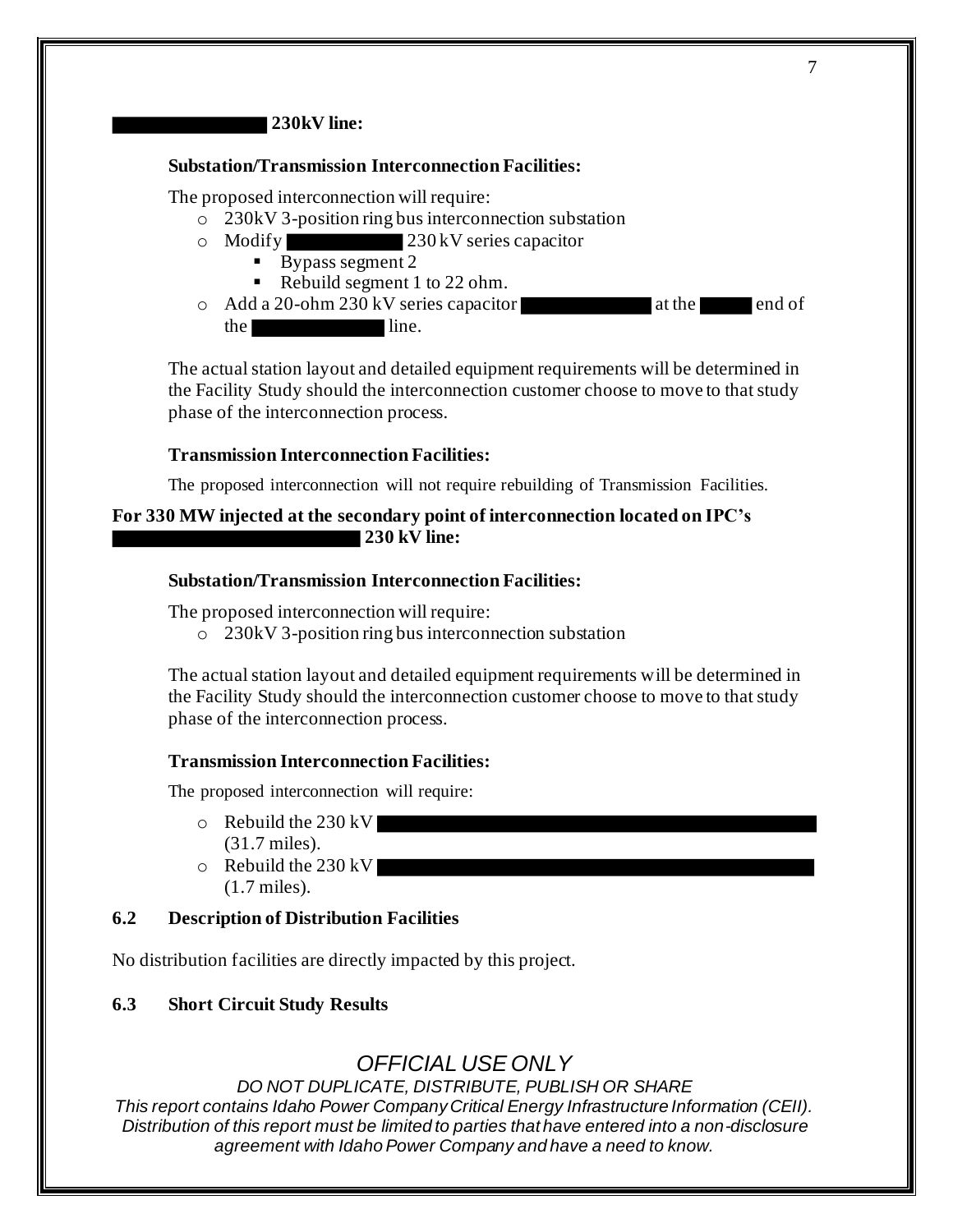**[REDACTED] 230kV line:**

**Substation/Transmission Interconnection Facilities:**

The proposed interconnection will require:

- 230kV 3-position ring bus interconnection substation
- Modify [REDACTED] 230 kV series capacitor
  - Bypass segment 2
  - Rebuild segment 1 to 22 ohm.
- Add a 20-ohm 230 kV series capacitor [REDACTED] at the [REDACTED] end of the [REDACTED] line.

The actual station layout and detailed equipment requirements will be determined in the Facility Study should the interconnection customer choose to move to that study phase of the interconnection process.

**Transmission Interconnection Facilities:**

The proposed interconnection will not require rebuilding of Transmission Facilities.

**For 330 MW injected at the secondary point of interconnection located on IPC's [REDACTED] 230 kV line:**

**Substation/Transmission Interconnection Facilities:**

The proposed interconnection will require:

- 230kV 3-position ring bus interconnection substation

The actual station layout and detailed equipment requirements will be determined in the Facility Study should the interconnection customer choose to move to that study phase of the interconnection process.

**Transmission Interconnection Facilities:**

The proposed interconnection will require:

- Rebuild the 230 kV [REDACTED] (31.7 miles).
- Rebuild the 230 kV [REDACTED] (1.7 miles).

### 6.2 Description of Distribution Facilities

No distribution facilities are directly impacted by this project.

### 6.3 Short Circuit Study Results

*OFFICIAL USE ONLY*

*DO NOT DUPLICATE, DISTRIBUTE, PUBLISH OR SHARE*

*This report contains Idaho Power Company Critical Energy Infrastructure Information (CEII). Distribution of this report must be limited to parties that have entered into a non-disclosure agreement with Idaho Power Company and have a need to know.*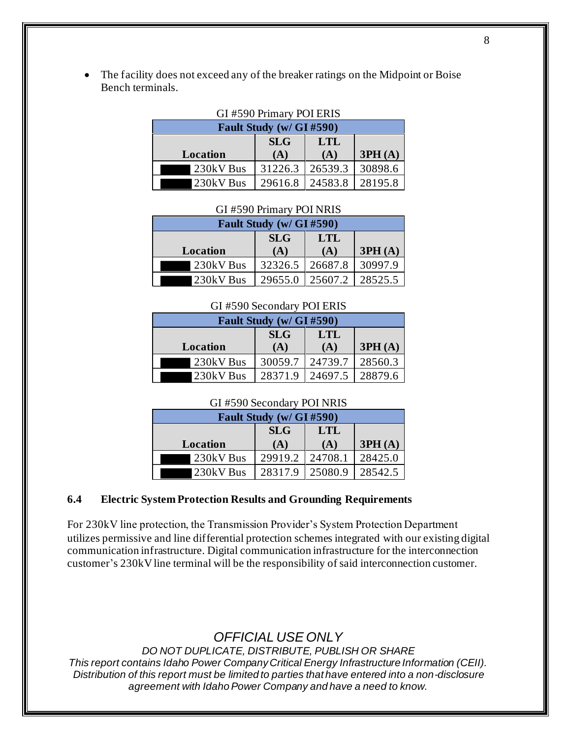- The facility does not exceed any of the breaker ratings on the Midpoint or Boise Bench terminals.

GI #590 Primary POI ERIS

| Fault Study (w/ GI #590) | | | |
|---|---|---|---|
| Location | SLG (A) | LTL (A) | 3PH (A) |
| 230kV Bus | 31226.3 | 26539.3 | 30898.6 |
| 230kV Bus | 29616.8 | 24583.8 | 28195.8 |

GI #590 Primary POI NRIS

| Fault Study (w/ GI #590) | | | |
|---|---|---|---|
| Location | SLG (A) | LTL (A) | 3PH (A) |
| 230kV Bus | 32326.5 | 26687.8 | 30997.9 |
| 230kV Bus | 29655.0 | 25607.2 | 28525.5 |

GI #590 Secondary POI ERIS

| Fault Study (w/ GI #590) | | | |
|---|---|---|---|
| Location | SLG (A) | LTL (A) | 3PH (A) |
| 230kV Bus | 30059.7 | 24739.7 | 28560.3 |
| 230kV Bus | 28371.9 | 24697.5 | 28879.6 |

GI #590 Secondary POI NRIS

| Fault Study (w/ GI #590) | | | |
|---|---|---|---|
| Location | SLG (A) | LTL (A) | 3PH (A) |
| 230kV Bus | 29919.2 | 24708.1 | 28425.0 |
| 230kV Bus | 28317.9 | 25080.9 | 28542.5 |

### 6.4 Electric System Protection Results and Grounding Requirements

For 230kV line protection, the Transmission Provider's System Protection Department utilizes permissive and line differential protection schemes integrated with our existing digital communication infrastructure. Digital communication infrastructure for the interconnection customer's 230kV line terminal will be the responsibility of said interconnection customer.

*OFFICIAL USE ONLY*

*DO NOT DUPLICATE, DISTRIBUTE, PUBLISH OR SHARE*

*This report contains Idaho Power Company Critical Energy Infrastructure Information (CEII). Distribution of this report must be limited to parties that have entered into a non-disclosure agreement with Idaho Power Company and have a need to know.*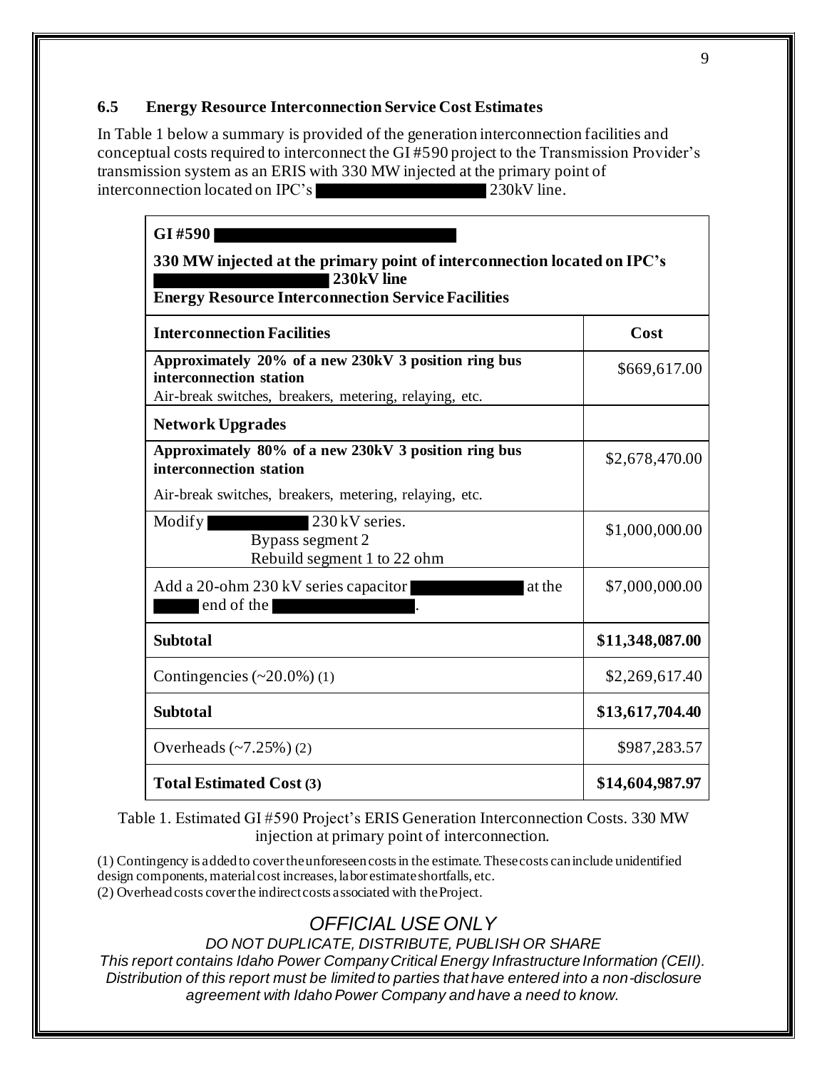### 6.5 Energy Resource Interconnection Service Cost Estimates

In Table 1 below a summary is provided of the generation interconnection facilities and conceptual costs required to interconnect the GI #590 project to the Transmission Provider's transmission system as an ERIS with 330 MW injected at the primary point of interconnection located on IPC's [REDACTED] 230kV line.

| **GI #590** [REDACTED]<br>**330 MW injected at the primary point of interconnection located on IPC's** [REDACTED] **230kV line**<br>**Energy Resource Interconnection Service Facilities** | |
|---|---|
| **Interconnection Facilities** | **Cost** |
| **Approximately 20% of a new 230kV 3 position ring bus interconnection station**<br>Air-break switches, breakers, metering, relaying, etc. | $669,617.00 |
| **Network Upgrades** | |
| **Approximately 80% of a new 230kV 3 position ring bus interconnection station**<br>Air-break switches, breakers, metering, relaying, etc. | $2,678,470.00 |
| Modify [REDACTED] 230 kV series.<br>Bypass segment 2<br>Rebuild segment 1 to 22 ohm | $1,000,000.00 |
| Add a 20-ohm 230 kV series capacitor [REDACTED] at the [REDACTED] end of the [REDACTED]. | $7,000,000.00 |
| **Subtotal** | **$11,348,087.00** |
| Contingencies (~20.0%) (1) | $2,269,617.40 |
| **Subtotal** | **$13,617,704.40** |
| Overheads (~7.25%) (2) | $987,283.57 |
| **Total Estimated Cost (3)** | **$14,604,987.97** |

Table 1. Estimated GI #590 Project's ERIS Generation Interconnection Costs. 330 MW injection at primary point of interconnection.

(1) Contingency is added to cover the unforeseen costs in the estimate. These costs can include unidentified design components, material cost increases, labor estimate shortfalls, etc.
(2) Overhead costs cover the indirect costs associated with the Project.

*OFFICIAL USE ONLY*

*DO NOT DUPLICATE, DISTRIBUTE, PUBLISH OR SHARE*

*This report contains Idaho Power Company Critical Energy Infrastructure Information (CEII). Distribution of this report must be limited to parties that have entered into a non-disclosure agreement with Idaho Power Company and have a need to know.*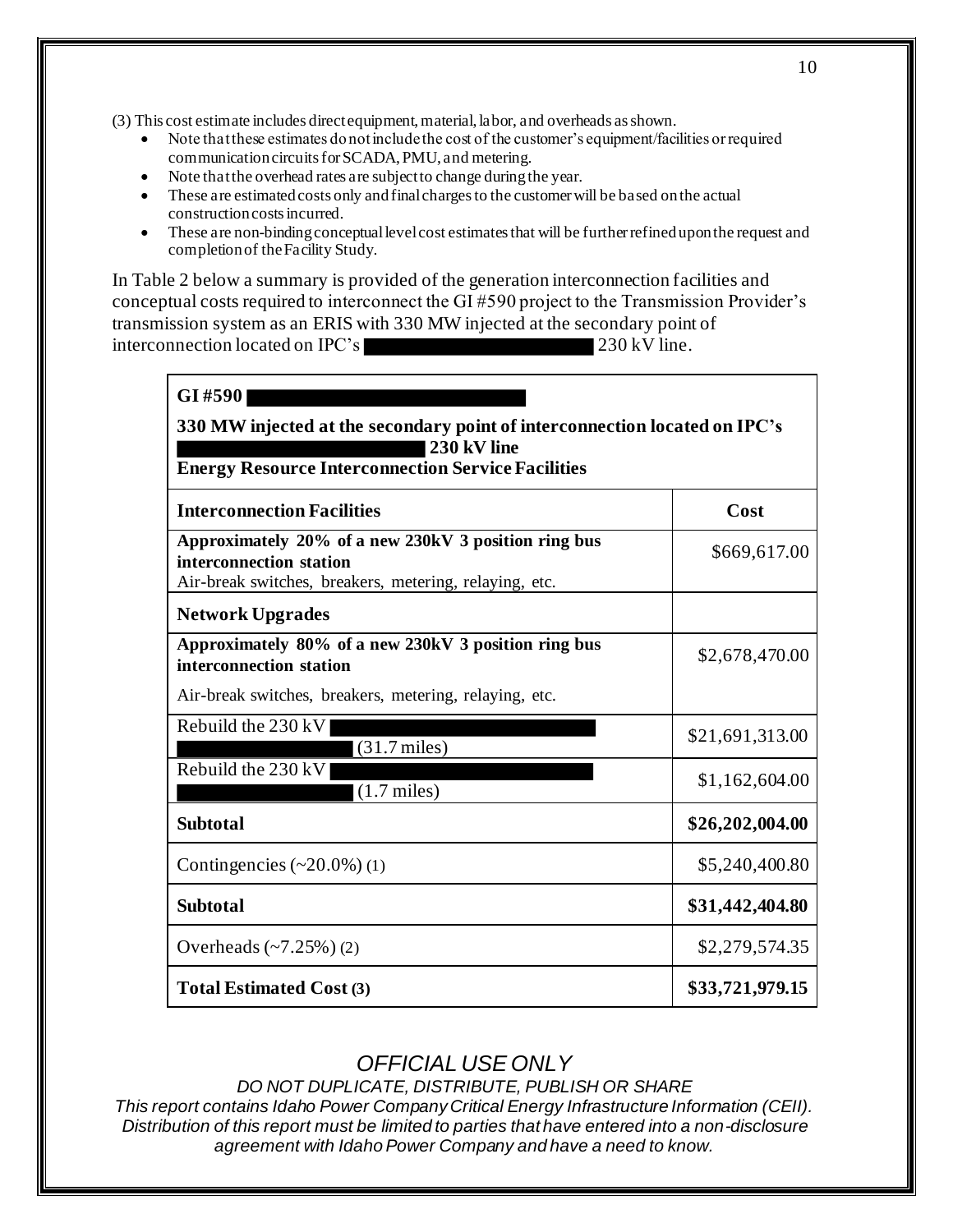(3) This cost estimate includes direct equipment, material, labor, and overheads as shown.

- Note that these estimates do not include the cost of the customer's equipment/facilities or required communication circuits for SCADA, PMU, and metering.
- Note that the overhead rates are subject to change during the year.
- These are estimated costs only and final charges to the customer will be based on the actual construction costs incurred.
- These are non-binding conceptual level cost estimates that will be further refined upon the request and completion of the Facility Study.

In Table 2 below a summary is provided of the generation interconnection facilities and conceptual costs required to interconnect the GI #590 project to the Transmission Provider's transmission system as an ERIS with 330 MW injected at the secondary point of interconnection located on IPC's ████████████ 230 kV line.

| **GI #590 ████████**<br>**330 MW injected at the secondary point of interconnection located on IPC's ████████████ 230 kV line**<br>**Energy Resource Interconnection Service Facilities** | |
|---|---|
| **Interconnection Facilities** | **Cost** |
| **Approximately 20% of a new 230kV 3 position ring bus interconnection station**<br>Air-break switches, breakers, metering, relaying, etc. | \$669,617.00 |
| **Network Upgrades** | |
| **Approximately 80% of a new 230kV 3 position ring bus interconnection station**<br>Air-break switches, breakers, metering, relaying, etc. | \$2,678,470.00 |
| Rebuild the 230 kV ████████████ (31.7 miles) | \$21,691,313.00 |
| Rebuild the 230 kV ████████████ (1.7 miles) | \$1,162,604.00 |
| **Subtotal** | **\$26,202,004.00** |
| Contingencies (~20.0%) (1) | \$5,240,400.80 |
| **Subtotal** | **\$31,442,404.80** |
| Overheads (~7.25%) (2) | \$2,279,574.35 |
| **Total Estimated Cost (3)** | **\$33,721,979.15** |

*OFFICIAL USE ONLY*

*DO NOT DUPLICATE, DISTRIBUTE, PUBLISH OR SHARE*

*This report contains Idaho Power Company Critical Energy Infrastructure Information (CEII). Distribution of this report must be limited to parties that have entered into a non-disclosure agreement with Idaho Power Company and have a need to know.*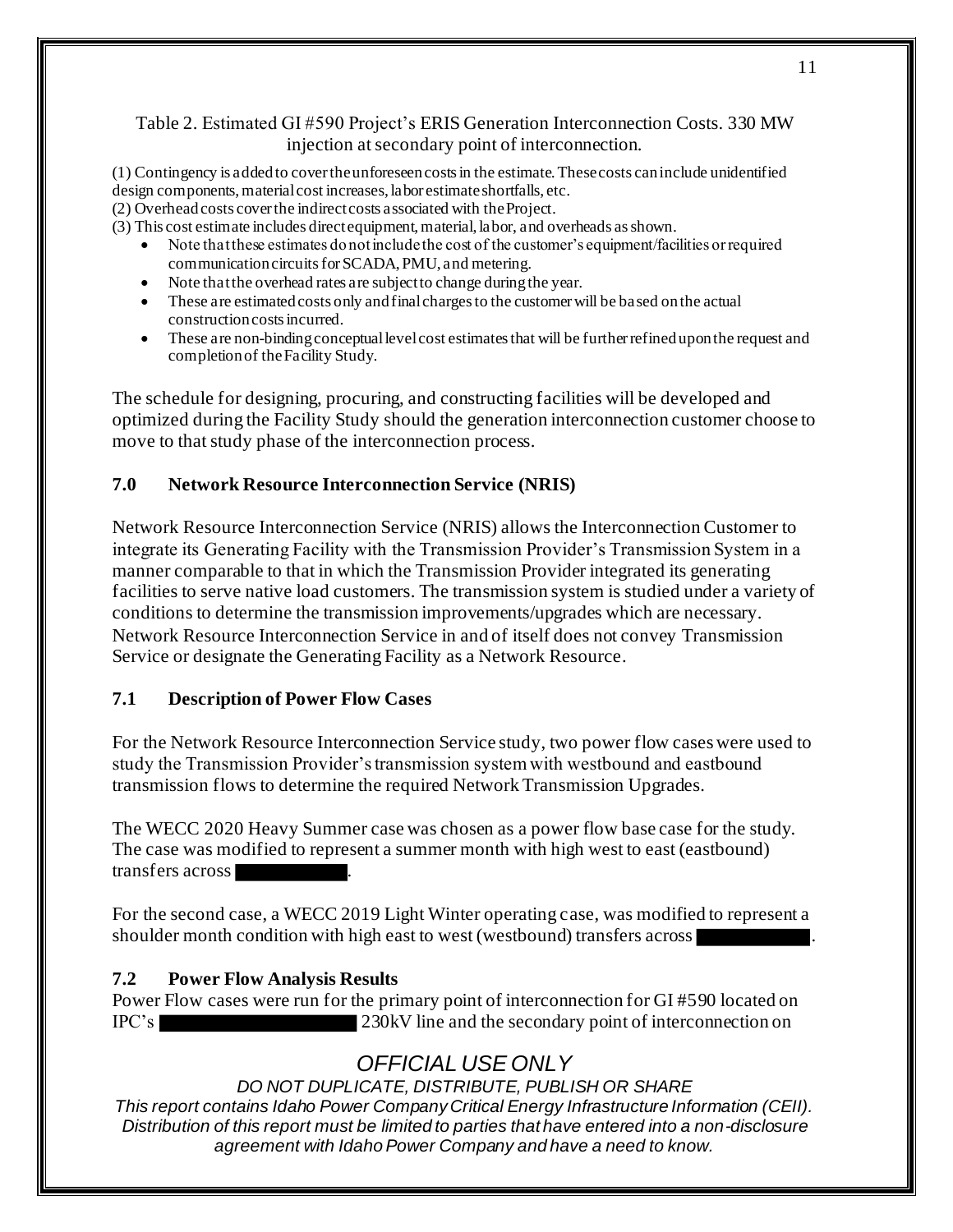Table 2. Estimated GI #590 Project's ERIS Generation Interconnection Costs. 330 MW injection at secondary point of interconnection.

(1) Contingency is added to cover the unforeseen costs in the estimate. These costs can include unidentified design components, material cost increases, labor estimate shortfalls, etc.
(2) Overhead costs cover the indirect costs associated with the Project.
(3) This cost estimate includes direct equipment, material, labor, and overheads as shown.

- Note that these estimates do not include the cost of the customer's equipment/facilities or required communication circuits for SCADA, PMU, and metering.
- Note that the overhead rates are subject to change during the year.
- These are estimated costs only and final charges to the customer will be based on the actual construction costs incurred.
- These are non-binding conceptual level cost estimates that will be further refined upon the request and completion of the Facility Study.

The schedule for designing, procuring, and constructing facilities will be developed and optimized during the Facility Study should the generation interconnection customer choose to move to that study phase of the interconnection process.

## 7.0 Network Resource Interconnection Service (NRIS)

Network Resource Interconnection Service (NRIS) allows the Interconnection Customer to integrate its Generating Facility with the Transmission Provider's Transmission System in a manner comparable to that in which the Transmission Provider integrated its generating facilities to serve native load customers. The transmission system is studied under a variety of conditions to determine the transmission improvements/upgrades which are necessary. Network Resource Interconnection Service in and of itself does not convey Transmission Service or designate the Generating Facility as a Network Resource.

### 7.1 Description of Power Flow Cases

For the Network Resource Interconnection Service study, two power flow cases were used to study the Transmission Provider's transmission system with westbound and eastbound transmission flows to determine the required Network Transmission Upgrades.

The WECC 2020 Heavy Summer case was chosen as a power flow base case for the study. The case was modified to represent a summer month with high west to east (eastbound) transfers across ██████.

For the second case, a WECC 2019 Light Winter operating case, was modified to represent a shoulder month condition with high east to west (westbound) transfers across ██████.

### 7.2 Power Flow Analysis Results

Power Flow cases were run for the primary point of interconnection for GI #590 located on IPC's ██████████ 230kV line and the secondary point of interconnection on

*OFFICIAL USE ONLY*

*DO NOT DUPLICATE, DISTRIBUTE, PUBLISH OR SHARE*

*This report contains Idaho Power Company Critical Energy Infrastructure Information (CEII). Distribution of this report must be limited to parties that have entered into a non-disclosure agreement with Idaho Power Company and have a need to know.*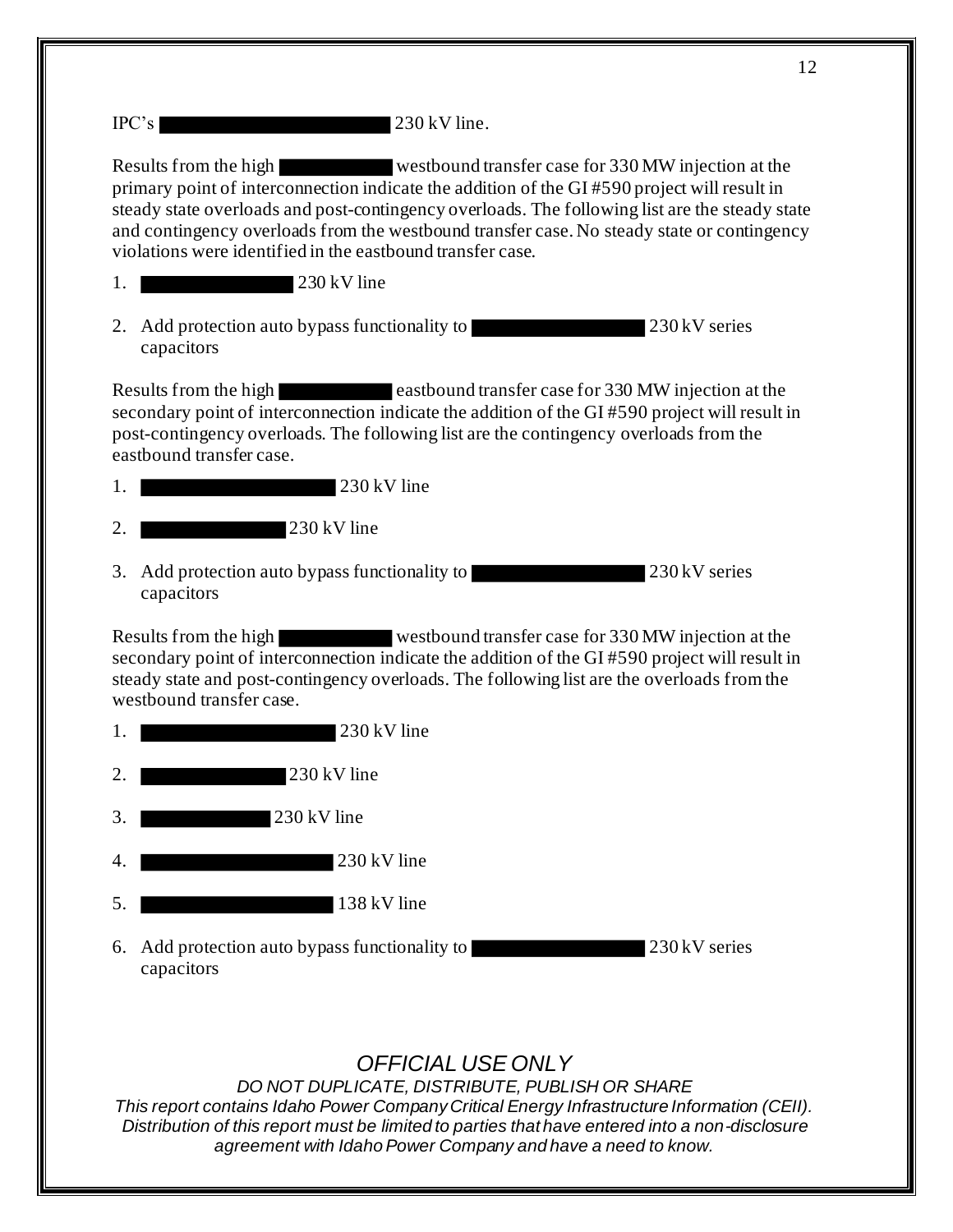IPC's ████████████ 230 kV line.

Results from the high ██████ westbound transfer case for 330 MW injection at the primary point of interconnection indicate the addition of the GI #590 project will result in steady state overloads and post-contingency overloads. The following list are the steady state and contingency overloads from the westbound transfer case. No steady state or contingency violations were identified in the eastbound transfer case.

1. ████████ 230 kV line
2. Add protection auto bypass functionality to ████████ 230 kV series capacitors

Results from the high ██████ eastbound transfer case for 330 MW injection at the secondary point of interconnection indicate the addition of the GI #590 project will result in post-contingency overloads. The following list are the contingency overloads from the eastbound transfer case.

1. ██████████ 230 kV line
2. ████████ 230 kV line
3. Add protection auto bypass functionality to ████████ 230 kV series capacitors

Results from the high ██████ westbound transfer case for 330 MW injection at the secondary point of interconnection indicate the addition of the GI #590 project will result in steady state and post-contingency overloads. The following list are the overloads from the westbound transfer case.

1. ██████████ 230 kV line
2. ████████ 230 kV line
3. ███████ 230 kV line
4. ██████████ 230 kV line
5. ██████████ 138 kV line
6. Add protection auto bypass functionality to ████████ 230 kV series capacitors

*OFFICIAL USE ONLY*

*DO NOT DUPLICATE, DISTRIBUTE, PUBLISH OR SHARE*

*This report contains Idaho Power Company Critical Energy Infrastructure Information (CEII). Distribution of this report must be limited to parties that have entered into a non-disclosure agreement with Idaho Power Company and have a need to know.*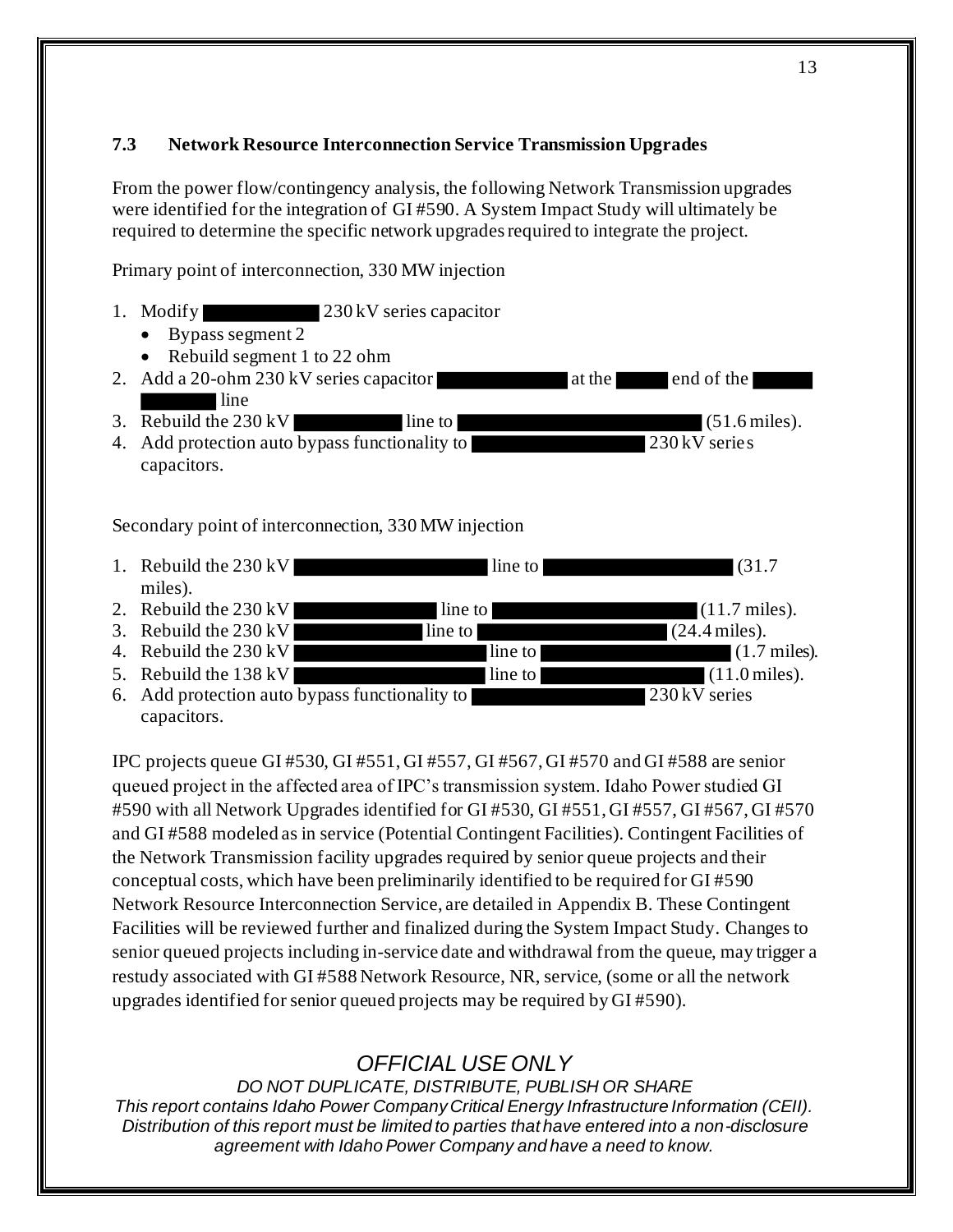### 7.3 Network Resource Interconnection Service Transmission Upgrades

From the power flow/contingency analysis, the following Network Transmission upgrades were identified for the integration of GI #590. A System Impact Study will ultimately be required to determine the specific network upgrades required to integrate the project.

Primary point of interconnection, 330 MW injection

1. Modify ██████ 230 kV series capacitor
   - Bypass segment 2
   - Rebuild segment 1 to 22 ohm
2. Add a 20-ohm 230 kV series capacitor ██████ at the ███ end of the ████ ████ line
3. Rebuild the 230 kV ██████ line to ██████████████ (51.6 miles).
4. Add protection auto bypass functionality to ██████████ 230 kV series capacitors.

Secondary point of interconnection, 330 MW injection

1. Rebuild the 230 kV ██████████ line to ██████████ (31.7 miles).
2. Rebuild the 230 kV ████████ line to ██████████ (11.7 miles).
3. Rebuild the 230 kV ████████ line to ██████████ (24.4 miles).
4. Rebuild the 230 kV ██████████ line to ██████████ (1.7 miles).
5. Rebuild the 138 kV ██████████ line to ██████████ (11.0 miles).
6. Add protection auto bypass functionality to ██████████ 230 kV series capacitors.

IPC projects queue GI #530, GI #551, GI #557, GI #567, GI #570 and GI #588 are senior queued project in the affected area of IPC's transmission system. Idaho Power studied GI #590 with all Network Upgrades identified for GI #530, GI #551, GI #557, GI #567, GI #570 and GI #588 modeled as in service (Potential Contingent Facilities). Contingent Facilities of the Network Transmission facility upgrades required by senior queue projects and their conceptual costs, which have been preliminarily identified to be required for GI #590 Network Resource Interconnection Service, are detailed in Appendix B. These Contingent Facilities will be reviewed further and finalized during the System Impact Study. Changes to senior queued projects including in-service date and withdrawal from the queue, may trigger a restudy associated with GI #588 Network Resource, NR, service, (some or all the network upgrades identified for senior queued projects may be required by GI #590).

*OFFICIAL USE ONLY*

*DO NOT DUPLICATE, DISTRIBUTE, PUBLISH OR SHARE*

*This report contains Idaho Power Company Critical Energy Infrastructure Information (CEII). Distribution of this report must be limited to parties that have entered into a non-disclosure agreement with Idaho Power Company and have a need to know.*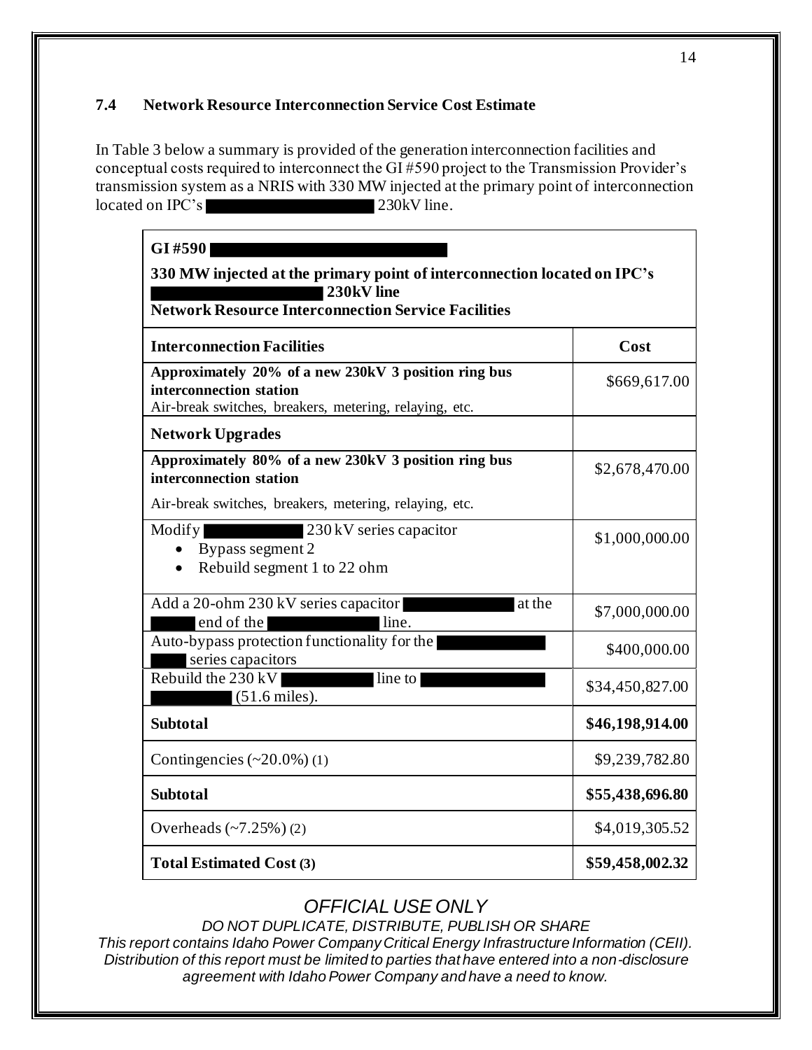### 7.4 Network Resource Interconnection Service Cost Estimate

In Table 3 below a summary is provided of the generation interconnection facilities and conceptual costs required to interconnect the GI #590 project to the Transmission Provider's transmission system as a NRIS with 330 MW injected at the primary point of interconnection located on IPC's ██████████ 230kV line.

| **GI #590 ██████████**<br>**330 MW injected at the primary point of interconnection located on IPC's ██████████ 230kV line**<br>**Network Resource Interconnection Service Facilities** | |
|---|---|
| **Interconnection Facilities** | **Cost** |
| **Approximately 20% of a new 230kV 3 position ring bus interconnection station**<br>Air-break switches, breakers, metering, relaying, etc. | $669,617.00 |
| **Network Upgrades** | |
| **Approximately 80% of a new 230kV 3 position ring bus interconnection station**<br>Air-break switches, breakers, metering, relaying, etc. | $2,678,470.00 |
| Modify ██████ 230 kV series capacitor<br>• Bypass segment 2<br>• Rebuild segment 1 to 22 ohm | $1,000,000.00 |
| Add a 20-ohm 230 kV series capacitor ██████ at the ████ end of the ██████ line. | $7,000,000.00 |
| Auto-bypass protection functionality for the ██████ ████ series capacitors | $400,000.00 |
| Rebuild the 230 kV ██████ line to ██████ ██████ (51.6 miles). | $34,450,827.00 |
| **Subtotal** | **$46,198,914.00** |
| Contingencies (~20.0%) (1) | $9,239,782.80 |
| **Subtotal** | **$55,438,696.80** |
| Overheads (~7.25%) (2) | $4,019,305.52 |
| **Total Estimated Cost (3)** | **$59,458,002.32** |

*OFFICIAL USE ONLY*

*DO NOT DUPLICATE, DISTRIBUTE, PUBLISH OR SHARE*

*This report contains Idaho Power Company Critical Energy Infrastructure Information (CEII). Distribution of this report must be limited to parties that have entered into a non-disclosure agreement with Idaho Power Company and have a need to know.*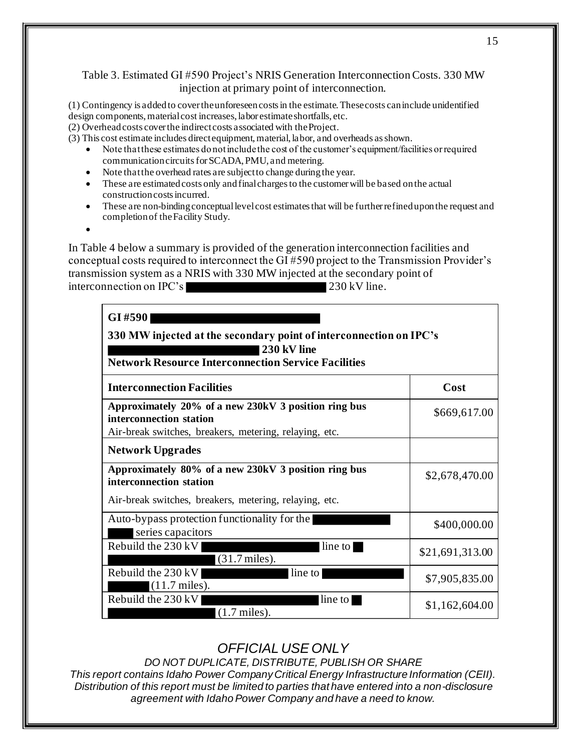Table 3. Estimated GI #590 Project's NRIS Generation Interconnection Costs. 330 MW injection at primary point of interconnection.

(1) Contingency is added to cover the unforeseen costs in the estimate. These costs can include unidentified design components, material cost increases, labor estimate shortfalls, etc.
(2) Overhead costs cover the indirect costs associated with the Project.
(3) This cost estimate includes direct equipment, material, labor, and overheads as shown.

- Note that these estimates do not include the cost of the customer's equipment/facilities or required communication circuits for SCADA, PMU, and metering.
- Note that the overhead rates are subject to change during the year.
- These are estimated costs only and final charges to the customer will be based on the actual construction costs incurred.
- These are non-binding conceptual level cost estimates that will be further refined upon the request and completion of the Facility Study.
-

In Table 4 below a summary is provided of the generation interconnection facilities and conceptual costs required to interconnect the GI #590 project to the Transmission Provider's transmission system as a NRIS with 330 MW injected at the secondary point of interconnection on IPC's [REDACTED] 230 kV line.

| **GI #590** [REDACTED]<br>**330 MW injected at the secondary point of interconnection on IPC's** [REDACTED] **230 kV line**<br>**Network Resource Interconnection Service Facilities** | |
|---|---|
| **Interconnection Facilities** | **Cost** |
| **Approximately 20% of a new 230kV 3 position ring bus interconnection station**<br>Air-break switches, breakers, metering, relaying, etc. | $669,617.00 |
| **Network Upgrades** | |
| **Approximately 80% of a new 230kV 3 position ring bus interconnection station**<br>Air-break switches, breakers, metering, relaying, etc. | $2,678,470.00 |
| Auto-bypass protection functionality for the [REDACTED] series capacitors | $400,000.00 |
| Rebuild the 230 kV [REDACTED] line to [REDACTED] (31.7 miles). | $21,691,313.00 |
| Rebuild the 230 kV [REDACTED] line to [REDACTED] (11.7 miles). | $7,905,835.00 |
| Rebuild the 230 kV [REDACTED] line to [REDACTED] (1.7 miles). | $1,162,604.00 |

*OFFICIAL USE ONLY*

*DO NOT DUPLICATE, DISTRIBUTE, PUBLISH OR SHARE*

*This report contains Idaho Power Company Critical Energy Infrastructure Information (CEII). Distribution of this report must be limited to parties that have entered into a non-disclosure agreement with Idaho Power Company and have a need to know.*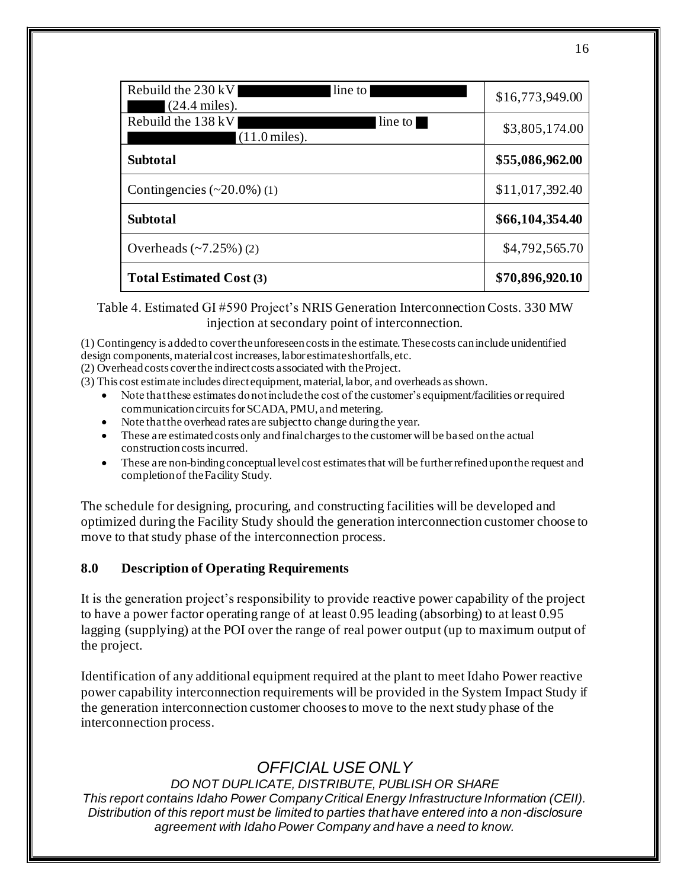| | |
|---|---|
| Rebuild the 230 kV ██████████ line to ██████████ ████ (24.4 miles). | \$16,773,949.00 |
| Rebuild the 138 kV ██████████████ line to ██ ██████████ (11.0 miles). | \$3,805,174.00 |
| **Subtotal** | **\$55,086,962.00** |
| Contingencies (~20.0%) (1) | \$11,017,392.40 |
| **Subtotal** | **\$66,104,354.40** |
| Overheads (~7.25%) (2) | \$4,792,565.70 |
| **Total Estimated Cost (3)** | **\$70,896,920.10** |

Table 4. Estimated GI #590 Project's NRIS Generation Interconnection Costs. 330 MW injection at secondary point of interconnection.

(1) Contingency is added to cover the unforeseen costs in the estimate. These costs can include unidentified design components, material cost increases, labor estimate shortfalls, etc.
(2) Overhead costs cover the indirect costs associated with the Project.
(3) This cost estimate includes direct equipment, material, labor, and overheads as shown.

- Note that these estimates do not include the cost of the customer's equipment/facilities or required communication circuits for SCADA, PMU, and metering.
- Note that the overhead rates are subject to change during the year.
- These are estimated costs only and final charges to the customer will be based on the actual construction costs incurred.
- These are non-binding conceptual level cost estimates that will be further refined upon the request and completion of the Facility Study.

The schedule for designing, procuring, and constructing facilities will be developed and optimized during the Facility Study should the generation interconnection customer choose to move to that study phase of the interconnection process.

### 8.0 Description of Operating Requirements

It is the generation project's responsibility to provide reactive power capability of the project to have a power factor operating range of at least 0.95 leading (absorbing) to at least 0.95 lagging (supplying) at the POI over the range of real power output (up to maximum output of the project.

Identification of any additional equipment required at the plant to meet Idaho Power reactive power capability interconnection requirements will be provided in the System Impact Study if the generation interconnection customer chooses to move to the next study phase of the interconnection process.

*OFFICIAL USE ONLY*

*DO NOT DUPLICATE, DISTRIBUTE, PUBLISH OR SHARE*

*This report contains Idaho Power Company Critical Energy Infrastructure Information (CEII). Distribution of this report must be limited to parties that have entered into a non-disclosure agreement with Idaho Power Company and have a need to know.*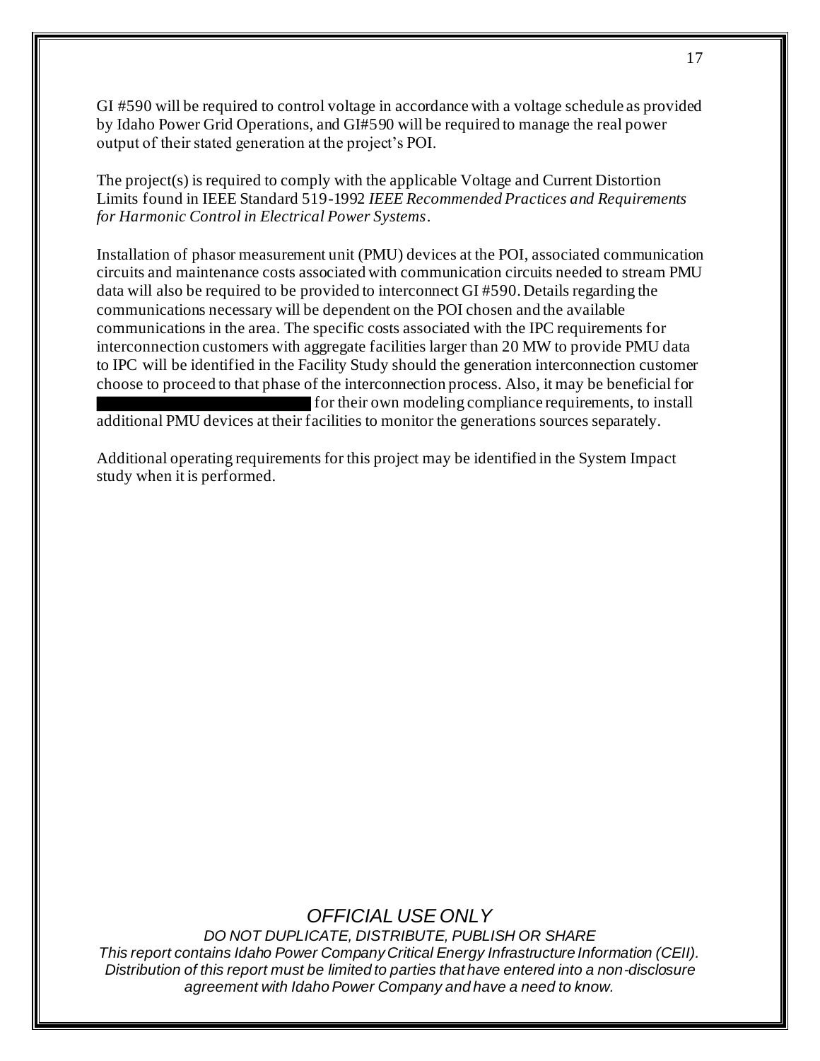GI #590 will be required to control voltage in accordance with a voltage schedule as provided by Idaho Power Grid Operations, and GI#590 will be required to manage the real power output of their stated generation at the project's POI.

The project(s) is required to comply with the applicable Voltage and Current Distortion Limits found in IEEE Standard 519-1992 *IEEE Recommended Practices and Requirements for Harmonic Control in Electrical Power Systems*.

Installation of phasor measurement unit (PMU) devices at the POI, associated communication circuits and maintenance costs associated with communication circuits needed to stream PMU data will also be required to be provided to interconnect GI #590. Details regarding the communications necessary will be dependent on the POI chosen and the available communications in the area. The specific costs associated with the IPC requirements for interconnection customers with aggregate facilities larger than 20 MW to provide PMU data to IPC will be identified in the Facility Study should the generation interconnection customer choose to proceed to that phase of the interconnection process. Also, it may be beneficial for ████████████████ for their own modeling compliance requirements, to install additional PMU devices at their facilities to monitor the generations sources separately.

Additional operating requirements for this project may be identified in the System Impact study when it is performed.

*OFFICIAL USE ONLY*

*DO NOT DUPLICATE, DISTRIBUTE, PUBLISH OR SHARE*

*This report contains Idaho Power Company Critical Energy Infrastructure Information (CEII). Distribution of this report must be limited to parties that have entered into a non-disclosure agreement with Idaho Power Company and have a need to know.*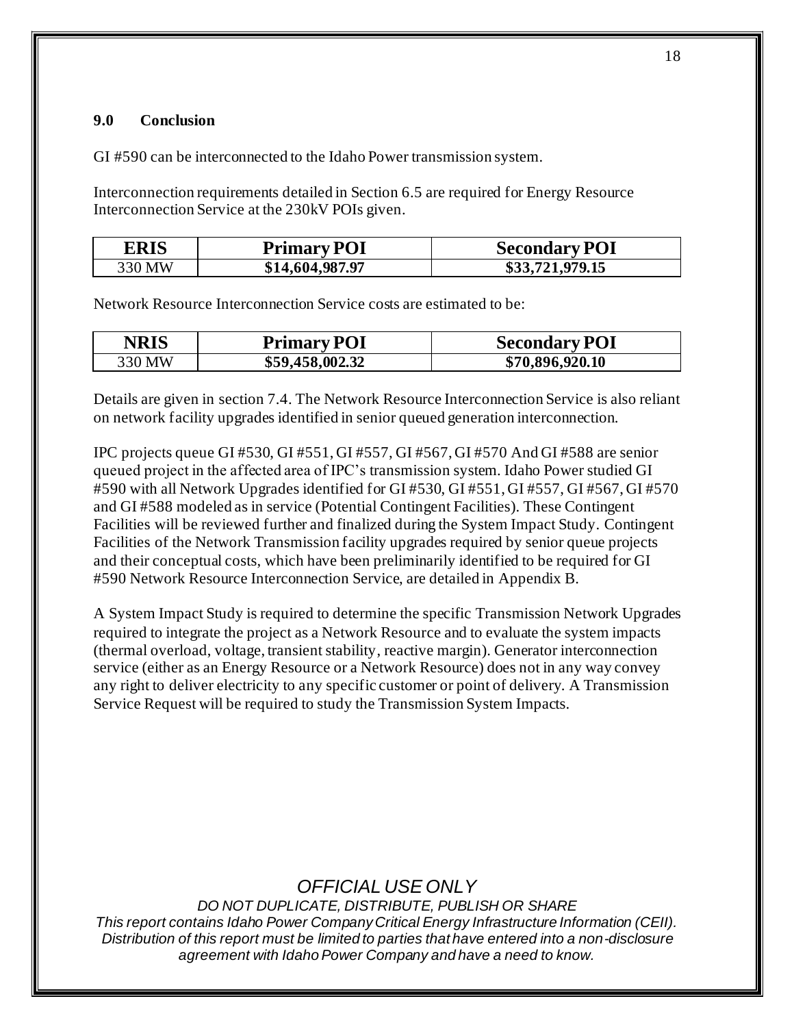## 9.0 Conclusion

GI #590 can be interconnected to the Idaho Power transmission system.

Interconnection requirements detailed in Section 6.5 are required for Energy Resource Interconnection Service at the 230kV POIs given.

| ERIS | Primary POI | Secondary POI |
|---|---|---|
| 330 MW | **\$14,604,987.97** | **\$33,721,979.15** |

Network Resource Interconnection Service costs are estimated to be:

| NRIS | Primary POI | Secondary POI |
|---|---|---|
| 330 MW | **\$59,458,002.32** | **\$70,896,920.10** |

Details are given in section 7.4. The Network Resource Interconnection Service is also reliant on network facility upgrades identified in senior queued generation interconnection.

IPC projects queue GI #530, GI #551, GI #557, GI #567, GI #570 And GI #588 are senior queued project in the affected area of IPC's transmission system. Idaho Power studied GI #590 with all Network Upgrades identified for GI #530, GI #551, GI #557, GI #567, GI #570 and GI #588 modeled as in service (Potential Contingent Facilities). These Contingent Facilities will be reviewed further and finalized during the System Impact Study. Contingent Facilities of the Network Transmission facility upgrades required by senior queue projects and their conceptual costs, which have been preliminarily identified to be required for GI #590 Network Resource Interconnection Service, are detailed in Appendix B.

A System Impact Study is required to determine the specific Transmission Network Upgrades required to integrate the project as a Network Resource and to evaluate the system impacts (thermal overload, voltage, transient stability, reactive margin). Generator interconnection service (either as an Energy Resource or a Network Resource) does not in any way convey any right to deliver electricity to any specific customer or point of delivery. A Transmission Service Request will be required to study the Transmission System Impacts.

*OFFICIAL USE ONLY*

*DO NOT DUPLICATE, DISTRIBUTE, PUBLISH OR SHARE*

*This report contains Idaho Power Company Critical Energy Infrastructure Information (CEII). Distribution of this report must be limited to parties that have entered into a non-disclosure agreement with Idaho Power Company and have a need to know.*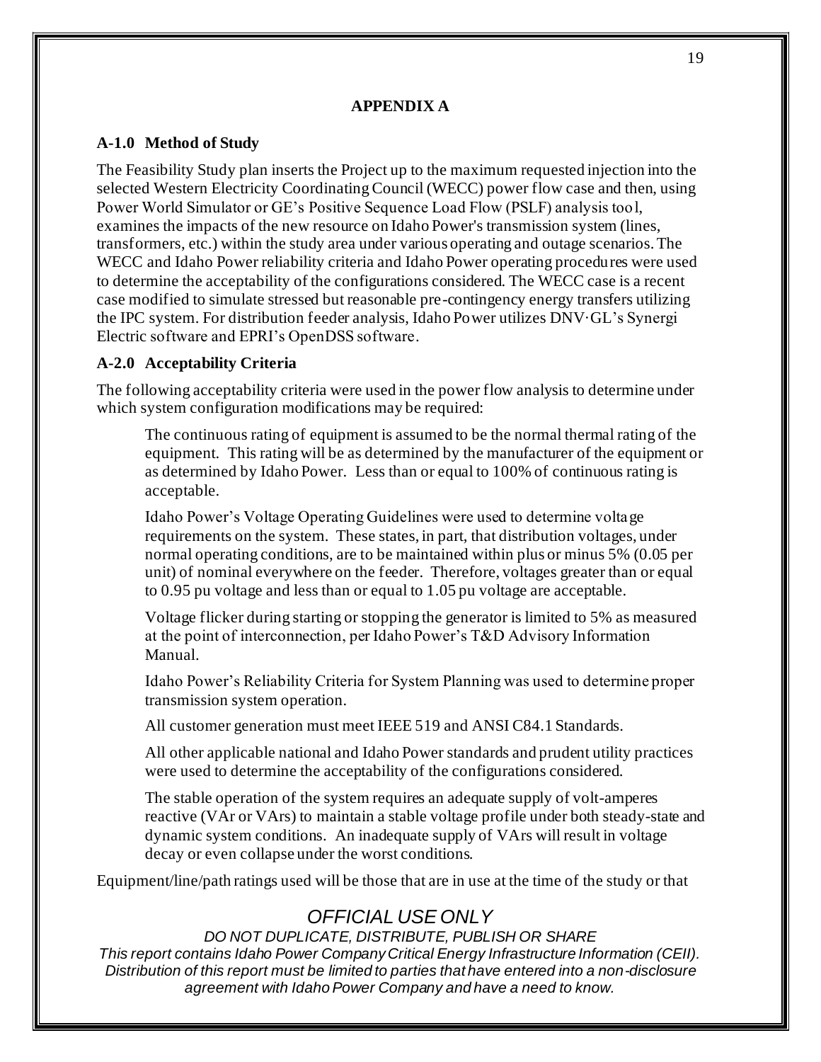## APPENDIX A

### A-1.0 Method of Study

The Feasibility Study plan inserts the Project up to the maximum requested injection into the selected Western Electricity Coordinating Council (WECC) power flow case and then, using Power World Simulator or GE's Positive Sequence Load Flow (PSLF) analysis tool, examines the impacts of the new resource on Idaho Power's transmission system (lines, transformers, etc.) within the study area under various operating and outage scenarios. The WECC and Idaho Power reliability criteria and Idaho Power operating procedures were used to determine the acceptability of the configurations considered. The WECC case is a recent case modified to simulate stressed but reasonable pre-contingency energy transfers utilizing the IPC system. For distribution feeder analysis, Idaho Power utilizes DNV·GL's Synergi Electric software and EPRI's OpenDSS software.

### A-2.0 Acceptability Criteria

The following acceptability criteria were used in the power flow analysis to determine under which system configuration modifications may be required:

> The continuous rating of equipment is assumed to be the normal thermal rating of the equipment. This rating will be as determined by the manufacturer of the equipment or as determined by Idaho Power. Less than or equal to 100% of continuous rating is acceptable.
>
> Idaho Power's Voltage Operating Guidelines were used to determine voltage requirements on the system. These states, in part, that distribution voltages, under normal operating conditions, are to be maintained within plus or minus 5% (0.05 per unit) of nominal everywhere on the feeder. Therefore, voltages greater than or equal to 0.95 pu voltage and less than or equal to 1.05 pu voltage are acceptable.
>
> Voltage flicker during starting or stopping the generator is limited to 5% as measured at the point of interconnection, per Idaho Power's T&D Advisory Information Manual.
>
> Idaho Power's Reliability Criteria for System Planning was used to determine proper transmission system operation.
>
> All customer generation must meet IEEE 519 and ANSI C84.1 Standards.
>
> All other applicable national and Idaho Power standards and prudent utility practices were used to determine the acceptability of the configurations considered.
>
> The stable operation of the system requires an adequate supply of volt-amperes reactive (VAr or VArs) to maintain a stable voltage profile under both steady-state and dynamic system conditions. An inadequate supply of VArs will result in voltage decay or even collapse under the worst conditions.

Equipment/line/path ratings used will be those that are in use at the time of the study or that

*OFFICIAL USE ONLY*

*DO NOT DUPLICATE, DISTRIBUTE, PUBLISH OR SHARE*

*This report contains Idaho Power Company Critical Energy Infrastructure Information (CEII). Distribution of this report must be limited to parties that have entered into a non-disclosure agreement with Idaho Power Company and have a need to know.*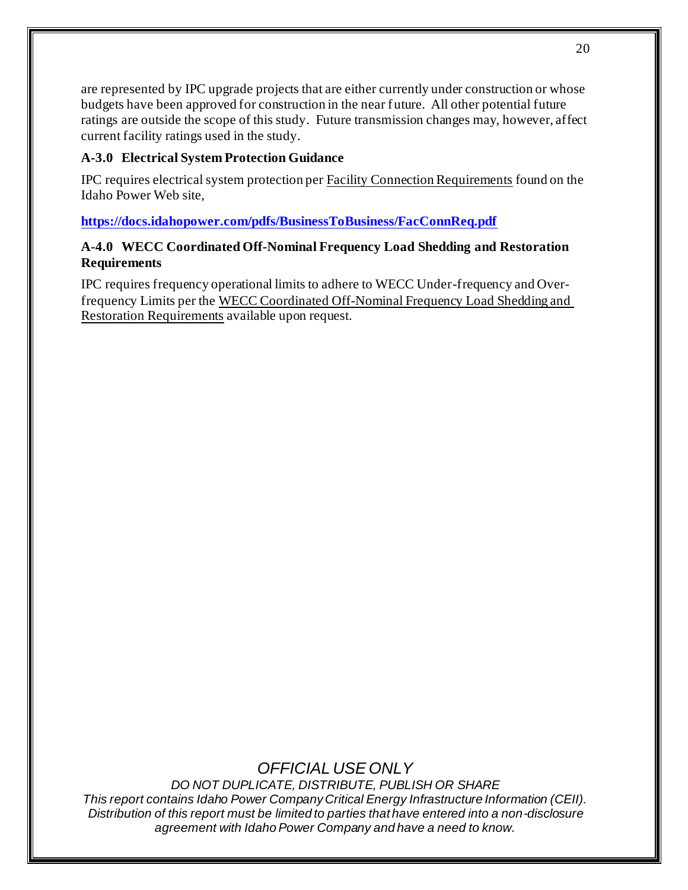are represented by IPC upgrade projects that are either currently under construction or whose budgets have been approved for construction in the near future. All other potential future ratings are outside the scope of this study. Future transmission changes may, however, affect current facility ratings used in the study.

### A-3.0 Electrical System Protection Guidance

IPC requires electrical system protection per Facility Connection Requirements found on the Idaho Power Web site,

**https://docs.idahopower.com/pdfs/BusinessToBusiness/FacConnReq.pdf**

### A-4.0 WECC Coordinated Off-Nominal Frequency Load Shedding and Restoration Requirements

IPC requires frequency operational limits to adhere to WECC Under-frequency and Over-frequency Limits per the WECC Coordinated Off-Nominal Frequency Load Shedding and Restoration Requirements available upon request.

*OFFICIAL USE ONLY*

*DO NOT DUPLICATE, DISTRIBUTE, PUBLISH OR SHARE*

*This report contains Idaho Power Company Critical Energy Infrastructure Information (CEII). Distribution of this report must be limited to parties that have entered into a non-disclosure agreement with Idaho Power Company and have a need to know.*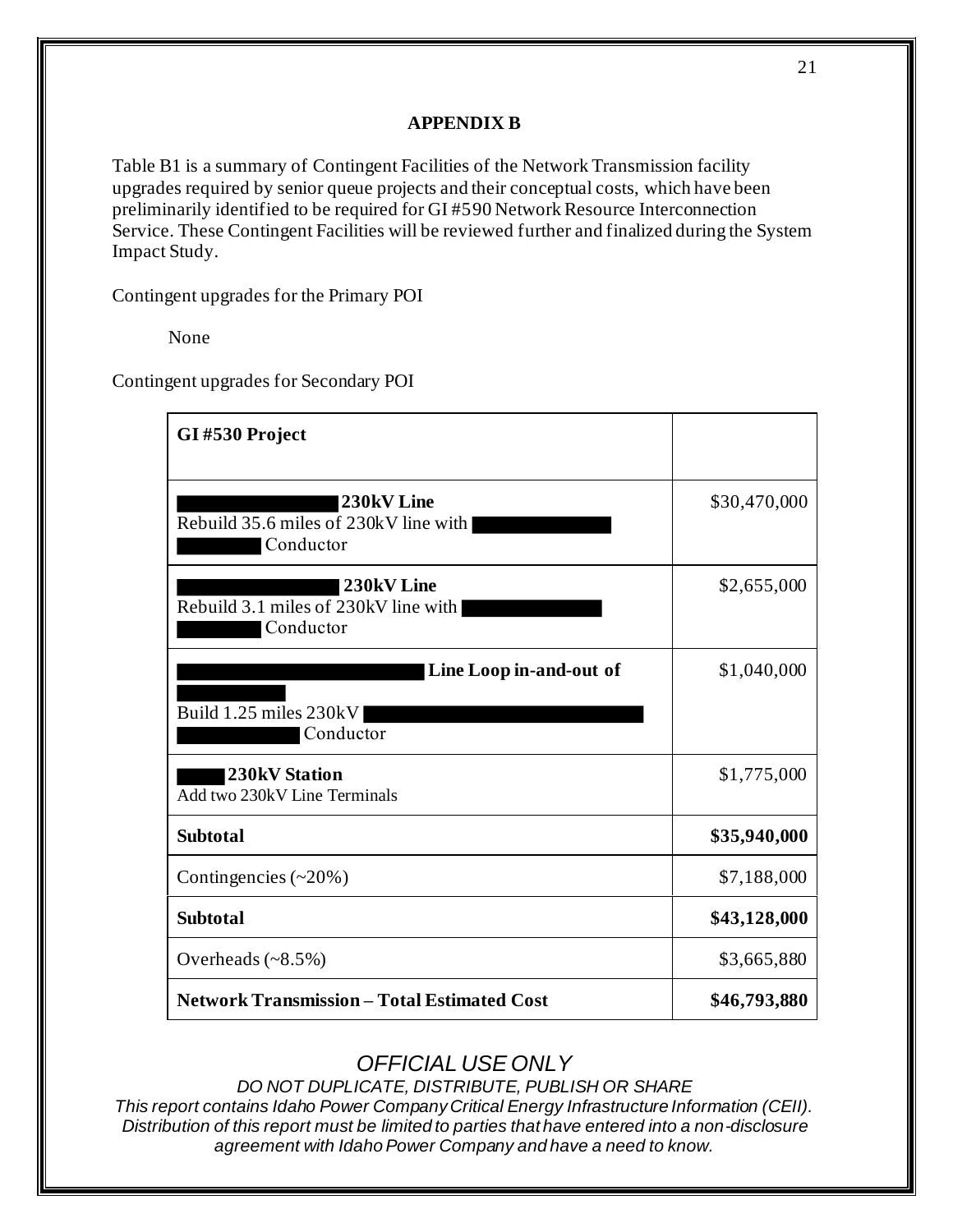## APPENDIX B

Table B1 is a summary of Contingent Facilities of the Network Transmission facility upgrades required by senior queue projects and their conceptual costs, which have been preliminarily identified to be required for GI #590 Network Resource Interconnection Service. These Contingent Facilities will be reviewed further and finalized during the System Impact Study.

Contingent upgrades for the Primary POI

None

Contingent upgrades for Secondary POI

| **GI #530 Project** | |
|---|---|
| **230kV Line**<br>Rebuild 35.6 miles of 230kV line with Conductor | $30,470,000 |
| **230kV Line**<br>Rebuild 3.1 miles of 230kV line with Conductor | $2,655,000 |
| **Line Loop in-and-out of**<br>Build 1.25 miles 230kV Conductor | $1,040,000 |
| **230kV Station**<br>Add two 230kV Line Terminals | $1,775,000 |
| **Subtotal** | **$35,940,000** |
| Contingencies (~20%) | $7,188,000 |
| **Subtotal** | **$43,128,000** |
| Overheads (~8.5%) | $3,665,880 |
| **Network Transmission – Total Estimated Cost** | **$46,793,880** |

*OFFICIAL USE ONLY*

*DO NOT DUPLICATE, DISTRIBUTE, PUBLISH OR SHARE*

*This report contains Idaho Power Company Critical Energy Infrastructure Information (CEII). Distribution of this report must be limited to parties that have entered into a non-disclosure agreement with Idaho Power Company and have a need to know.*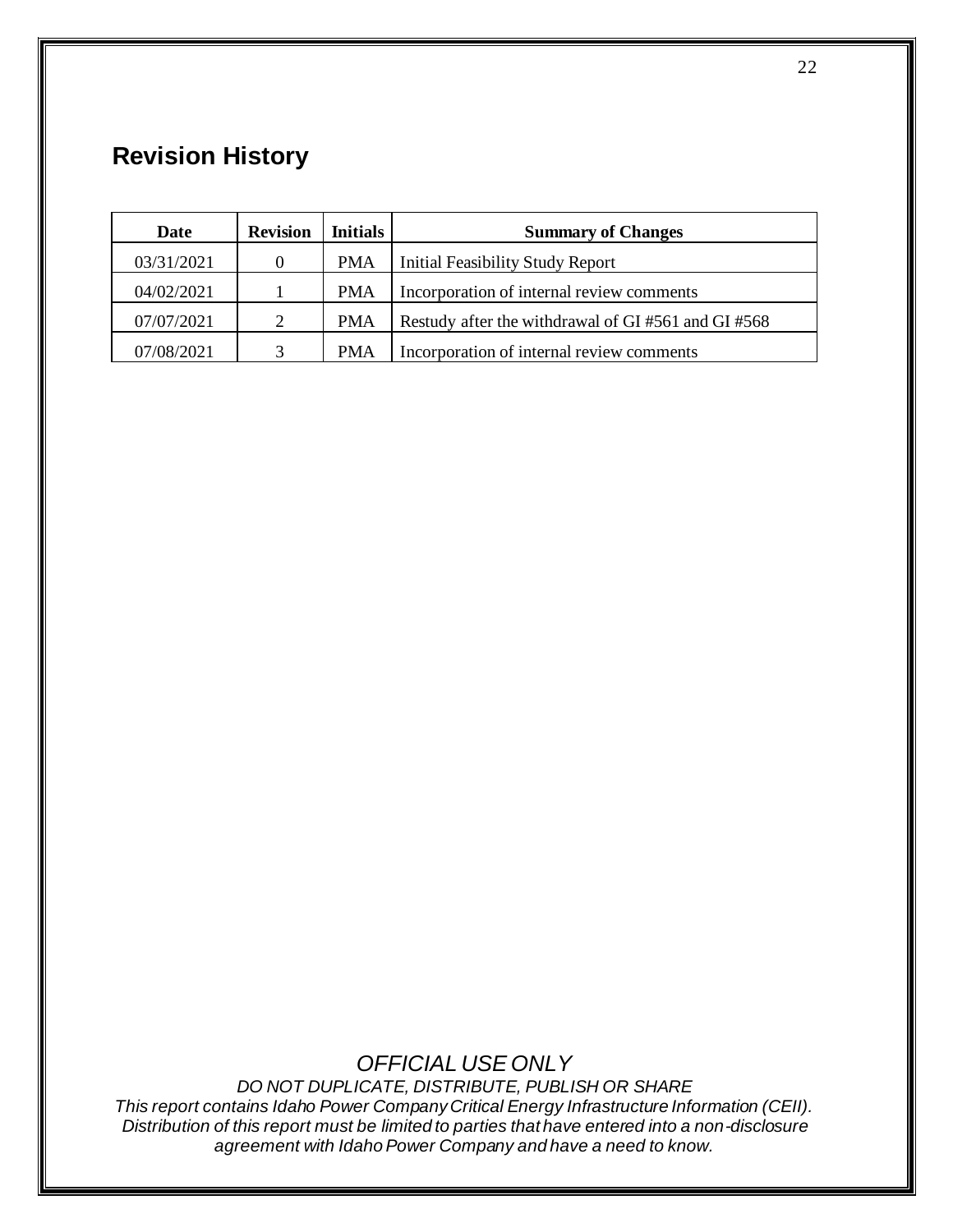## Revision History

| Date | Revision | Initials | Summary of Changes |
|---|---|---|---|
| 03/31/2021 | 0 | PMA | Initial Feasibility Study Report |
| 04/02/2021 | 1 | PMA | Incorporation of internal review comments |
| 07/07/2021 | 2 | PMA | Restudy after the withdrawal of GI #561 and GI #568 |
| 07/08/2021 | 3 | PMA | Incorporation of internal review comments |

*OFFICIAL USE ONLY*

*DO NOT DUPLICATE, DISTRIBUTE, PUBLISH OR SHARE*

*This report contains Idaho Power Company Critical Energy Infrastructure Information (CEII). Distribution of this report must be limited to parties that have entered into a non-disclosure agreement with Idaho Power Company and have a need to know.*